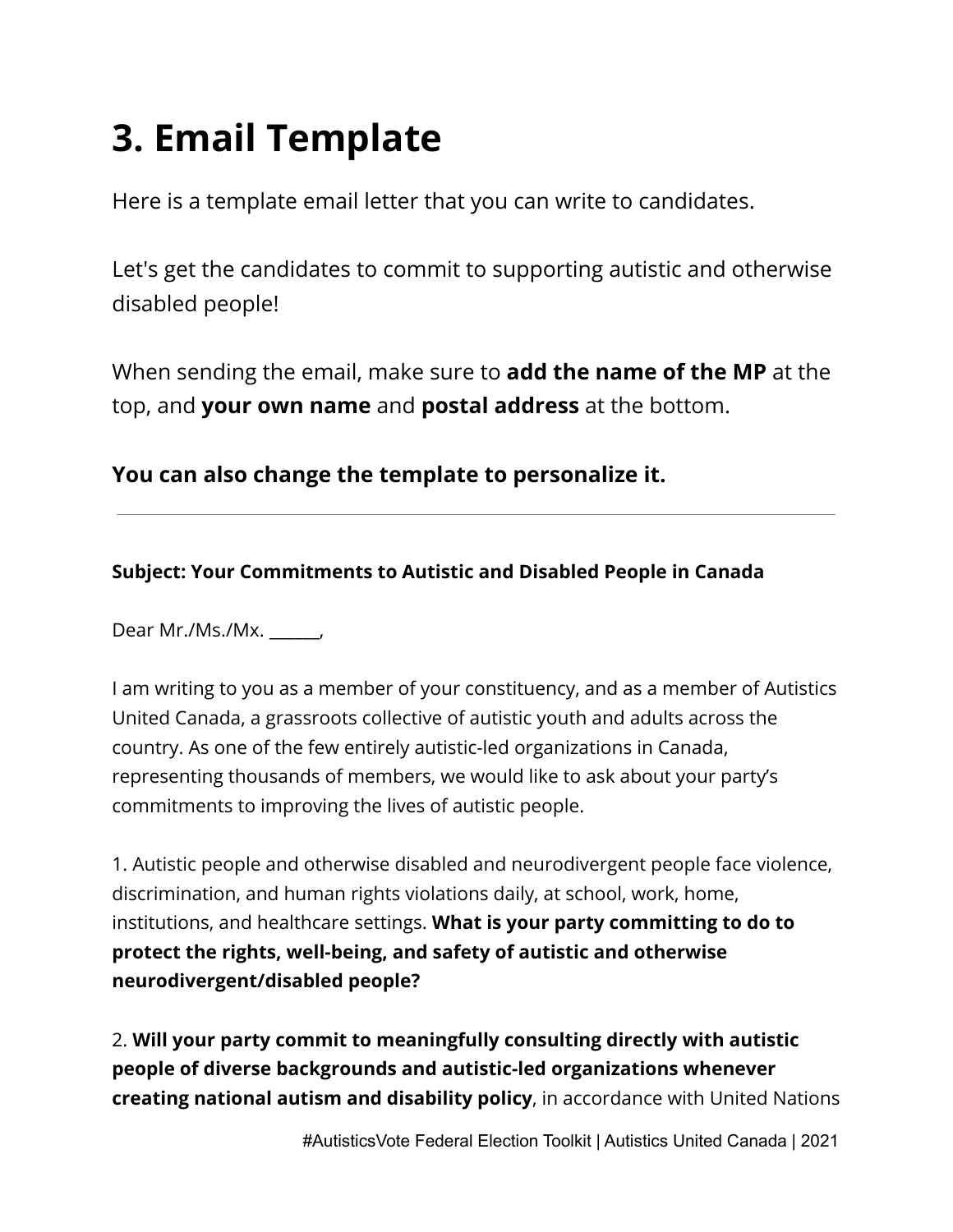# 3. Email Template

Here is a template email letter that you can write to candidates.

Let's get the candidates to commit to supporting autistic and otherwise disabled people!

When sending the email, make sure to **add the name of the MP** at the top, and **your own name** and **postal address** at the bottom.

**You can also change the template to personalize it.**

---

**Subject: Your Commitments to Autistic and Disabled People in Canada**

Dear Mr./Ms./Mx. ______,

I am writing to you as a member of your constituency, and as a member of Autistics United Canada, a grassroots collective of autistic youth and adults across the country. As one of the few entirely autistic-led organizations in Canada, representing thousands of members, we would like to ask about your party's commitments to improving the lives of autistic people.

1. Autistic people and otherwise disabled and neurodivergent people face violence, discrimination, and human rights violations daily, at school, work, home, institutions, and healthcare settings. **What is your party committing to do to protect the rights, well-being, and safety of autistic and otherwise neurodivergent/disabled people?**

2. **Will your party commit to meaningfully consulting directly with autistic people of diverse backgrounds and autistic-led organizations whenever creating national autism and disability policy**, in accordance with United Nations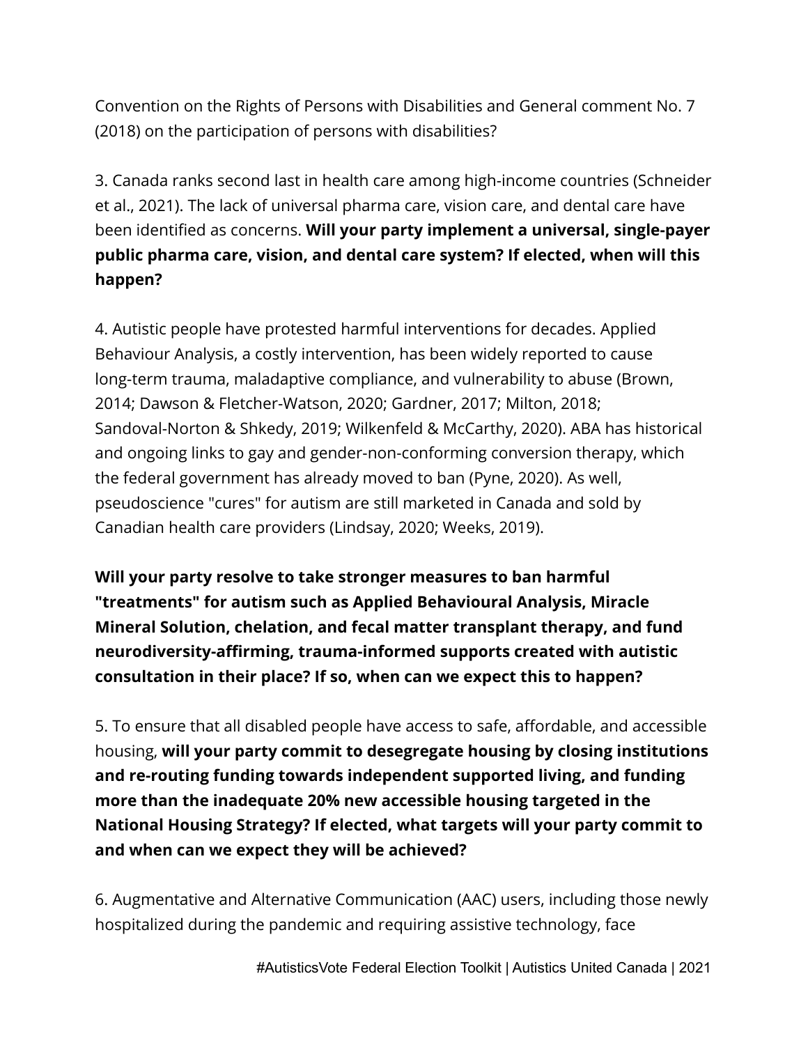Convention on the Rights of Persons with Disabilities and General comment No. 7 (2018) on the participation of persons with disabilities?

3. Canada ranks second last in health care among high-income countries (Schneider et al., 2021). The lack of universal pharma care, vision care, and dental care have been identified as concerns. **Will your party implement a universal, single-payer public pharma care, vision, and dental care system? If elected, when will this happen?**

4. Autistic people have protested harmful interventions for decades. Applied Behaviour Analysis, a costly intervention, has been widely reported to cause long-term trauma, maladaptive compliance, and vulnerability to abuse (Brown, 2014; Dawson & Fletcher-Watson, 2020; Gardner, 2017; Milton, 2018; Sandoval-Norton & Shkedy, 2019; Wilkenfeld & McCarthy, 2020). ABA has historical and ongoing links to gay and gender-non-conforming conversion therapy, which the federal government has already moved to ban (Pyne, 2020). As well, pseudoscience "cures" for autism are still marketed in Canada and sold by Canadian health care providers (Lindsay, 2020; Weeks, 2019).

**Will your party resolve to take stronger measures to ban harmful "treatments" for autism such as Applied Behavioural Analysis, Miracle Mineral Solution, chelation, and fecal matter transplant therapy, and fund neurodiversity-affirming, trauma-informed supports created with autistic consultation in their place? If so, when can we expect this to happen?**

5. To ensure that all disabled people have access to safe, affordable, and accessible housing, **will your party commit to desegregate housing by closing institutions and re-routing funding towards independent supported living, and funding more than the inadequate 20% new accessible housing targeted in the National Housing Strategy? If elected, what targets will your party commit to and when can we expect they will be achieved?**

6. Augmentative and Alternative Communication (AAC) users, including those newly hospitalized during the pandemic and requiring assistive technology, face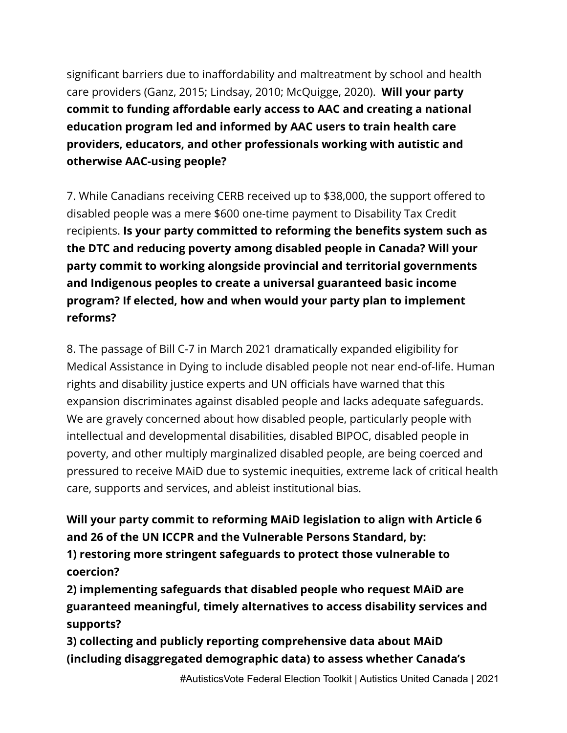significant barriers due to inaffordability and maltreatment by school and health care providers (Ganz, 2015; Lindsay, 2010; McQuigge, 2020). **Will your party commit to funding affordable early access to AAC and creating a national education program led and informed by AAC users to train health care providers, educators, and other professionals working with autistic and otherwise AAC-using people?**

7. While Canadians receiving CERB received up to $38,000, the support offered to disabled people was a mere $600 one-time payment to Disability Tax Credit recipients. **Is your party committed to reforming the benefits system such as the DTC and reducing poverty among disabled people in Canada? Will your party commit to working alongside provincial and territorial governments and Indigenous peoples to create a universal guaranteed basic income program? If elected, how and when would your party plan to implement reforms?**

8. The passage of Bill C-7 in March 2021 dramatically expanded eligibility for Medical Assistance in Dying to include disabled people not near end-of-life. Human rights and disability justice experts and UN officials have warned that this expansion discriminates against disabled people and lacks adequate safeguards. We are gravely concerned about how disabled people, particularly people with intellectual and developmental disabilities, disabled BIPOC, disabled people in poverty, and other multiply marginalized disabled people, are being coerced and pressured to receive MAiD due to systemic inequities, extreme lack of critical health care, supports and services, and ableist institutional bias.

**Will your party commit to reforming MAiD legislation to align with Article 6 and 26 of the UN ICCPR and the Vulnerable Persons Standard, by:**
**1) restoring more stringent safeguards to protect those vulnerable to coercion?**
**2) implementing safeguards that disabled people who request MAiD are guaranteed meaningful, timely alternatives to access disability services and supports?**
**3) collecting and publicly reporting comprehensive data about MAiD (including disaggregated demographic data) to assess whether Canada's**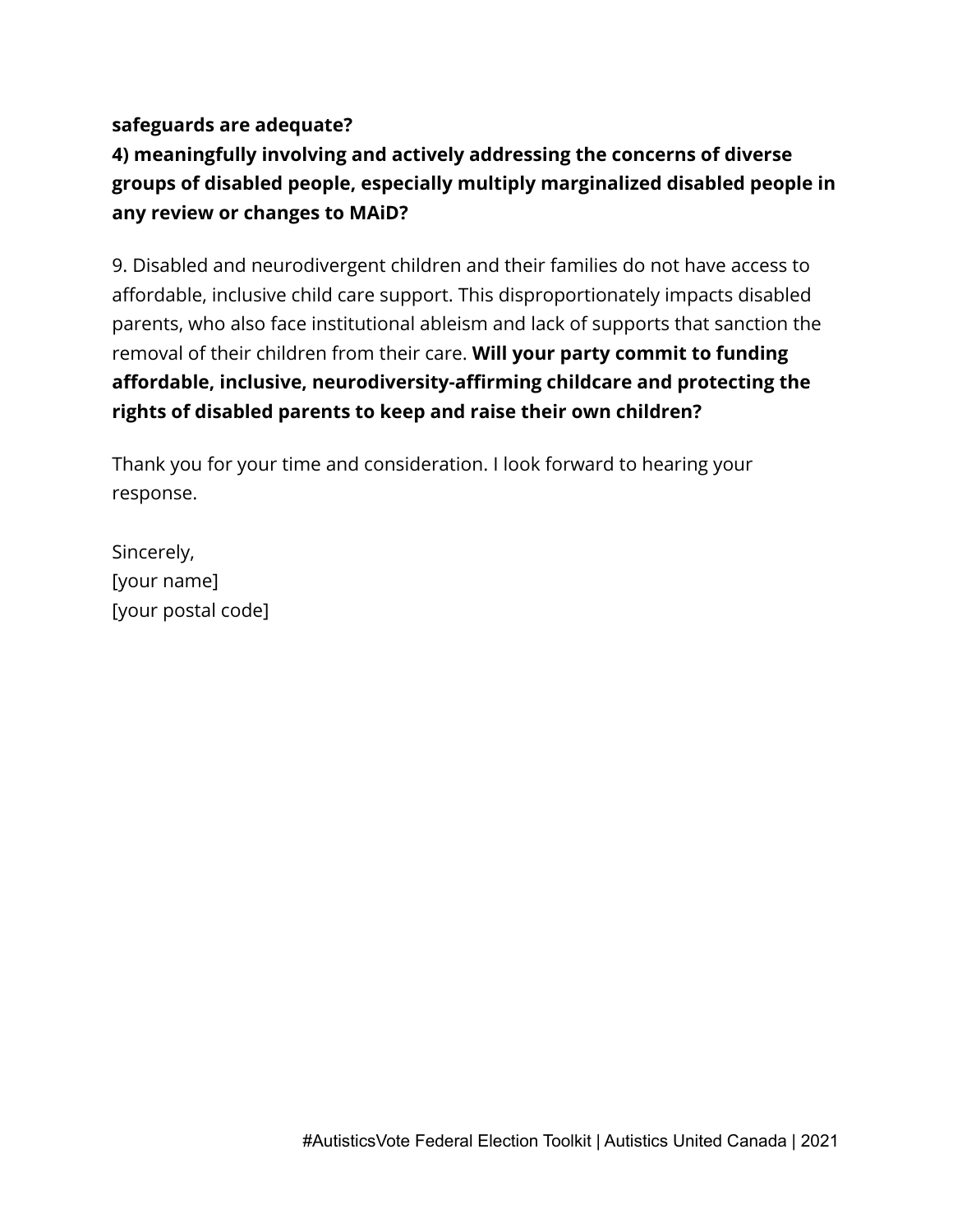**safeguards are adequate?**
**4) meaningfully involving and actively addressing the concerns of diverse groups of disabled people, especially multiply marginalized disabled people in any review or changes to MAiD?**

9. Disabled and neurodivergent children and their families do not have access to affordable, inclusive child care support. This disproportionately impacts disabled parents, who also face institutional ableism and lack of supports that sanction the removal of their children from their care. **Will your party commit to funding affordable, inclusive, neurodiversity-affirming childcare and protecting the rights of disabled parents to keep and raise their own children?**

Thank you for your time and consideration. I look forward to hearing your response.

Sincerely,
[your name]
[your postal code]